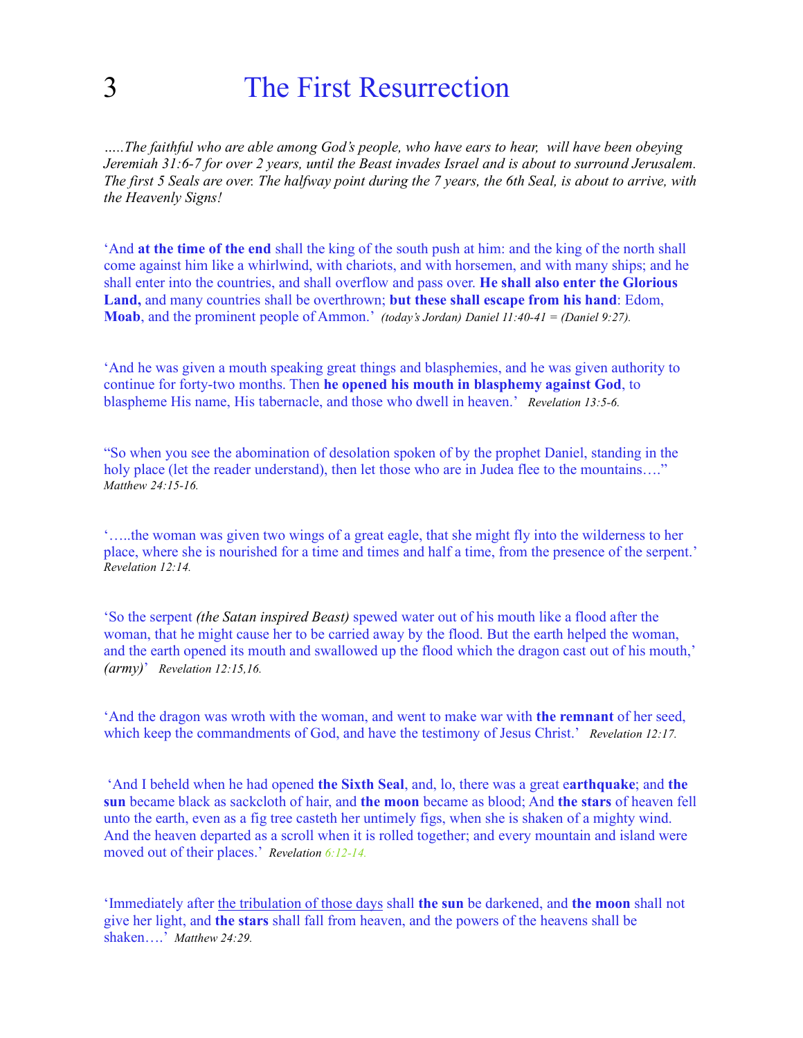# 3 The First Resurrection

*.....The faithful who are able among God's people, who have ears to hear, will have been obeying Jeremiah 31:6-7 for over 2 years, until the Beast invades Israel and is about to surround Jerusalem. The first 5 Seals are over. The halfway point during the 7 years, the 6th Seal, is about to arrive, with the Heavenly Signs!*

'And **at the time of the end** shall the king of the south push at him: and the king of the north shall come against him like a whirlwind, with chariots, and with horsemen, and with many ships; and he shall enter into the countries, and shall overflow and pass over. **He shall also enter the Glorious Land,** and many countries shall be overthrown; **but these shall escape from his hand**: Edom, **Moab**, and the prominent people of Ammon.' *(today's Jordan) Daniel 11:40-41 = (Daniel 9:27).*

'And he was given a mouth speaking great things and blasphemies, and he was given authority to continue for forty-two months. Then **he opened his mouth in blasphemy against God**, to blaspheme His name, His tabernacle, and those who dwell in heaven.' *Revelation 13:5-6.*

"So when you see the abomination of desolation spoken of by the prophet Daniel, standing in the holy place (let the reader understand), then let those who are in Judea flee to the mountains...." *Matthew 24:15-16.*

'.....the woman was given two wings of a great eagle, that she might fly into the wilderness to her place, where she is nourished for a time and times and half a time, from the presence of the serpent.' *Revelation 12:14.*

'So the serpent *(the Satan inspired Beast)* spewed water out of his mouth like a flood after the woman, that he might cause her to be carried away by the flood. But the earth helped the woman, and the earth opened its mouth and swallowed up the flood which the dragon cast out of his mouth,' *(army)*' *Revelation 12:15,16.*

'And the dragon was wroth with the woman, and went to make war with **the remnant** of her seed, which keep the commandments of God, and have the testimony of Jesus Christ.' *Revelation 12:17.*

'And I beheld when he had opened **the Sixth Seal**, and, lo, there was a great e**arthquake**; and **the sun** became black as sackcloth of hair, and **the moon** became as blood; And **the stars** of heaven fell unto the earth, even as a fig tree casteth her untimely figs, when she is shaken of a mighty wind. And the heaven departed as a scroll when it is rolled together; and every mountain and island were moved out of their places.' *Revelation 6:12-14.*

'Immediately after the tribulation of those days shall **the sun** be darkened, and **the moon** shall not give her light, and **the stars** shall fall from heaven, and the powers of the heavens shall be shaken....' *Matthew 24:29.*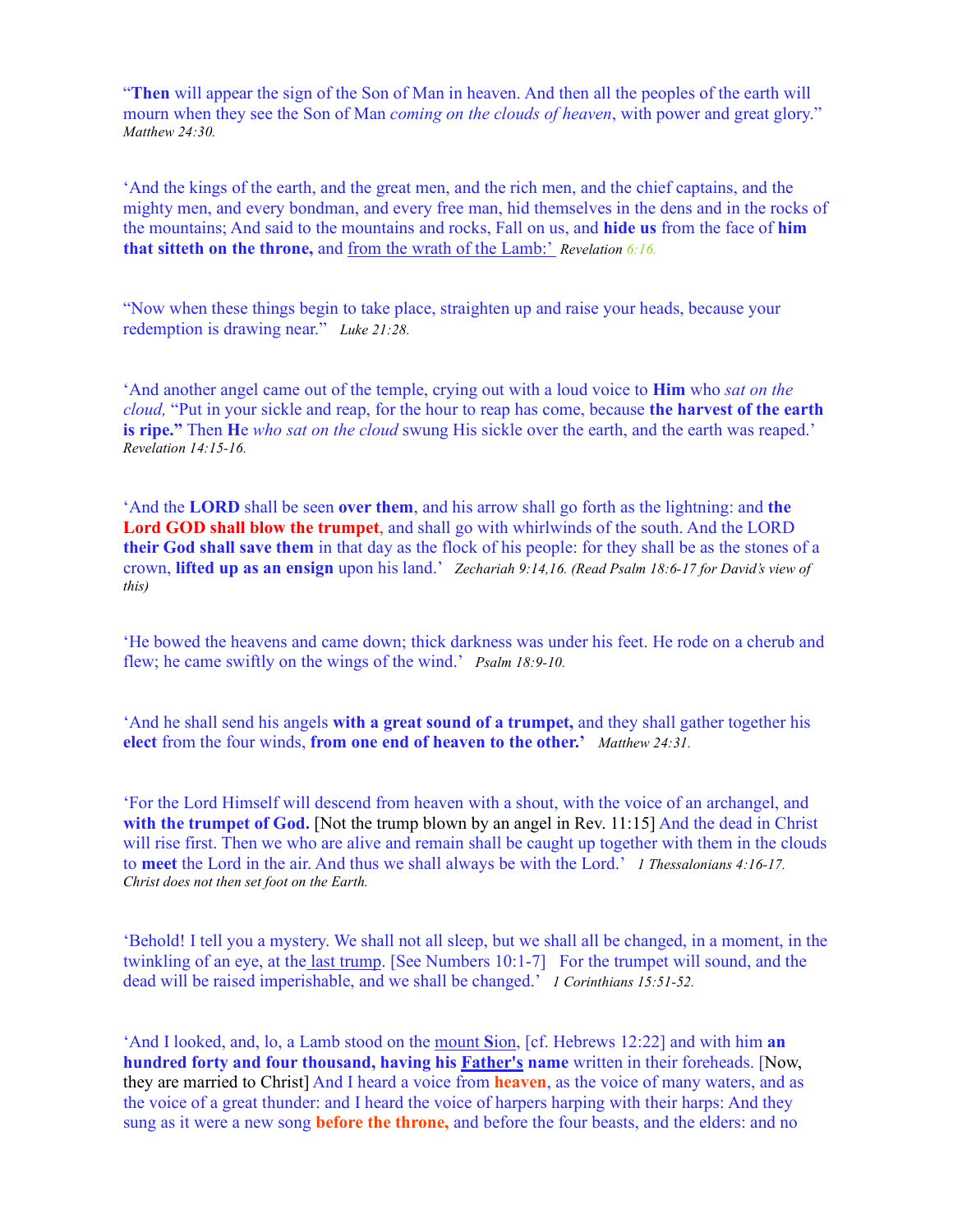"**Then** will appear the sign of the Son of Man in heaven. And then all the peoples of the earth will mourn when they see the Son of Man *coming on the clouds of heaven*, with power and great glory." *Matthew 24:30.*

'And the kings of the earth, and the great men, and the rich men, and the chief captains, and the mighty men, and every bondman, and every free man, hid themselves in the dens and in the rocks of the mountains; And said to the mountains and rocks, Fall on us, and **hide us** from the face of **him that sitteth on the throne,** and from the wrath of the Lamb:' *Revelation 6:16.*

"Now when these things begin to take place, straighten up and raise your heads, because your redemption is drawing near." *Luke 21:28.*

'And another angel came out of the temple, crying out with a loud voice to **Him** who *sat on the cloud,* "Put in your sickle and reap, for the hour to reap has come, because **the harvest of the earth is ripe."** Then **H**e *who sat on the cloud* swung His sickle over the earth, and the earth was reaped.' *Revelation 14:15-16.*

'And the **LORD** shall be seen **over them**, and his arrow shall go forth as the lightning: and **the Lord GOD shall blow the trumpet**, and shall go with whirlwinds of the south. And the LORD **their God shall save them** in that day as the flock of his people: for they shall be as the stones of a crown, **lifted up as an ensign** upon his land.' *Zechariah 9:14,16. (Read Psalm 18:6-17 for David's view of this)*

'He bowed the heavens and came down; thick darkness was under his feet. He rode on a cherub and flew; he came swiftly on the wings of the wind.' *Psalm 18:9-10.*

'And he shall send his angels **with a great sound of a trumpet,** and they shall gather together his **elect** from the four winds, **from one end of heaven to the other.'** *Matthew 24:31.*

'For the Lord Himself will descend from heaven with a shout, with the voice of an archangel, and **with the trumpet of God.** [Not the trump blown by an angel in Rev. 11:15] And the dead in Christ will rise first. Then we who are alive and remain shall be caught up together with them in the clouds to **meet** the Lord in the air. And thus we shall always be with the Lord.' *1 Thessalonians 4:16-17. Christ does not then set foot on the Earth.*

'Behold! I tell you a mystery. We shall not all sleep, but we shall all be changed, in a moment, in the twinkling of an eye, at the last trump. [See Numbers 10:1-7] For the trumpet will sound, and the dead will be raised imperishable, and we shall be changed.' *1 Corinthians 15:51-52.*

'And I looked, and, lo, a Lamb stood on the mount **S**ion, [cf. Hebrews 12:22] and with him **an hundred forty and four thousand, having his Father's name** written in their foreheads. [Now, they are married to Christ] And I heard a voice from **heaven**, as the voice of many waters, and as the voice of a great thunder: and I heard the voice of harpers harping with their harps: And they sung as it were a new song **before the throne,** and before the four beasts, and the elders: and no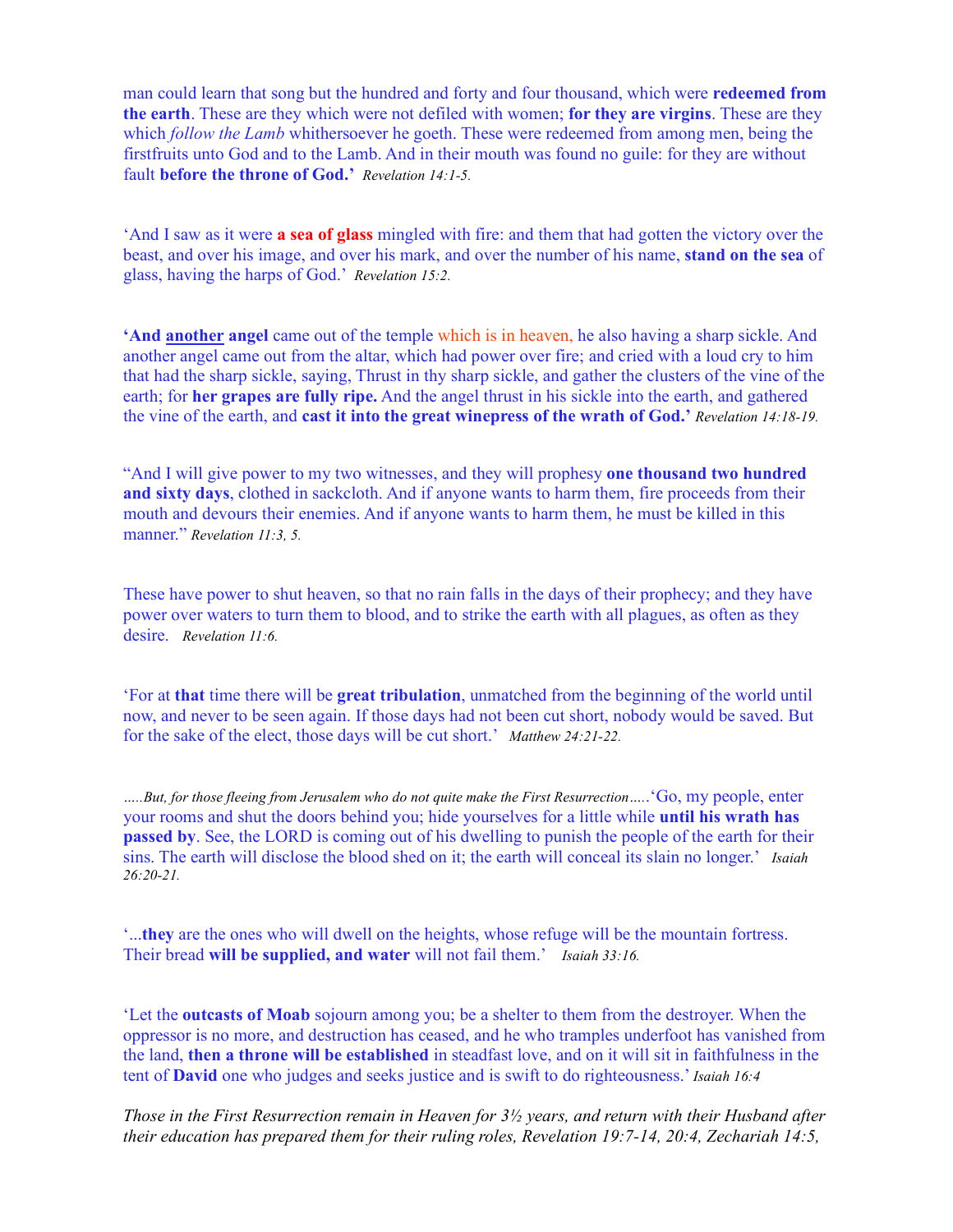man could learn that song but the hundred and forty and four thousand, which were **redeemed from the earth**. These are they which were not defiled with women; **for they are virgins**. These are they which *follow the Lamb* whithersoever he goeth. These were redeemed from among men, being the firstfruits unto God and to the Lamb. And in their mouth was found no guile: for they are without fault **before the throne of God.'** *Revelation 14:1-5.*

'And I saw as it were **a sea of glass** mingled with fire: and them that had gotten the victory over the beast, and over his image, and over his mark, and over the number of his name, **stand on the sea** of glass, having the harps of God.' *Revelation 15:2.*

**'And <u>another</u> angel** came out of the temple which is in heaven, he also having a sharp sickle. And another angel came out from the altar, which had power over fire; and cried with a loud cry to him that had the sharp sickle, saying, Thrust in thy sharp sickle, and gather the clusters of the vine of the earth; for **her grapes are fully ripe.** And the angel thrust in his sickle into the earth, and gathered the vine of the earth, and **cast it into the great winepress of the wrath of God.'** *Revelation 14:18-19.*

"And I will give power to my two witnesses, and they will prophesy **one thousand two hundred and sixty days**, clothed in sackcloth. And if anyone wants to harm them, fire proceeds from their mouth and devours their enemies. And if anyone wants to harm them, he must be killed in this manner." *Revelation 11:3, 5.*

These have power to shut heaven, so that no rain falls in the days of their prophecy; and they have power over waters to turn them to blood, and to strike the earth with all plagues, as often as they desire. *Revelation 11:6.*

'For at **that** time there will be **great tribulation**, unmatched from the beginning of the world until now, and never to be seen again. If those days had not been cut short, nobody would be saved. But for the sake of the elect, those days will be cut short.' *Matthew 24:21-22.*

*.....But, for those fleeing from Jerusalem who do not quite make the First Resurrection.....*'Go, my people, enter your rooms and shut the doors behind you; hide yourselves for a little while **until his wrath has passed by**. See, the LORD is coming out of his dwelling to punish the people of the earth for their sins. The earth will disclose the blood shed on it; the earth will conceal its slain no longer.' *Isaiah 26:20-21.*

'...**they** are the ones who will dwell on the heights, whose refuge will be the mountain fortress. Their bread **will be supplied, and water** will not fail them.' *Isaiah 33:16.*

'Let the **outcasts of Moab** sojourn among you; be a shelter to them from the destroyer. When the oppressor is no more, and destruction has ceased, and he who tramples underfoot has vanished from the land, **then a throne will be established** in steadfast love, and on it will sit in faithfulness in the tent of **David** one who judges and seeks justice and is swift to do righteousness.' *Isaiah 16:4*

*Those in the First Resurrection remain in Heaven for 3½ years, and return with their Husband after their education has prepared them for their ruling roles, Revelation 19:7-14, 20:4, Zechariah 14:5,*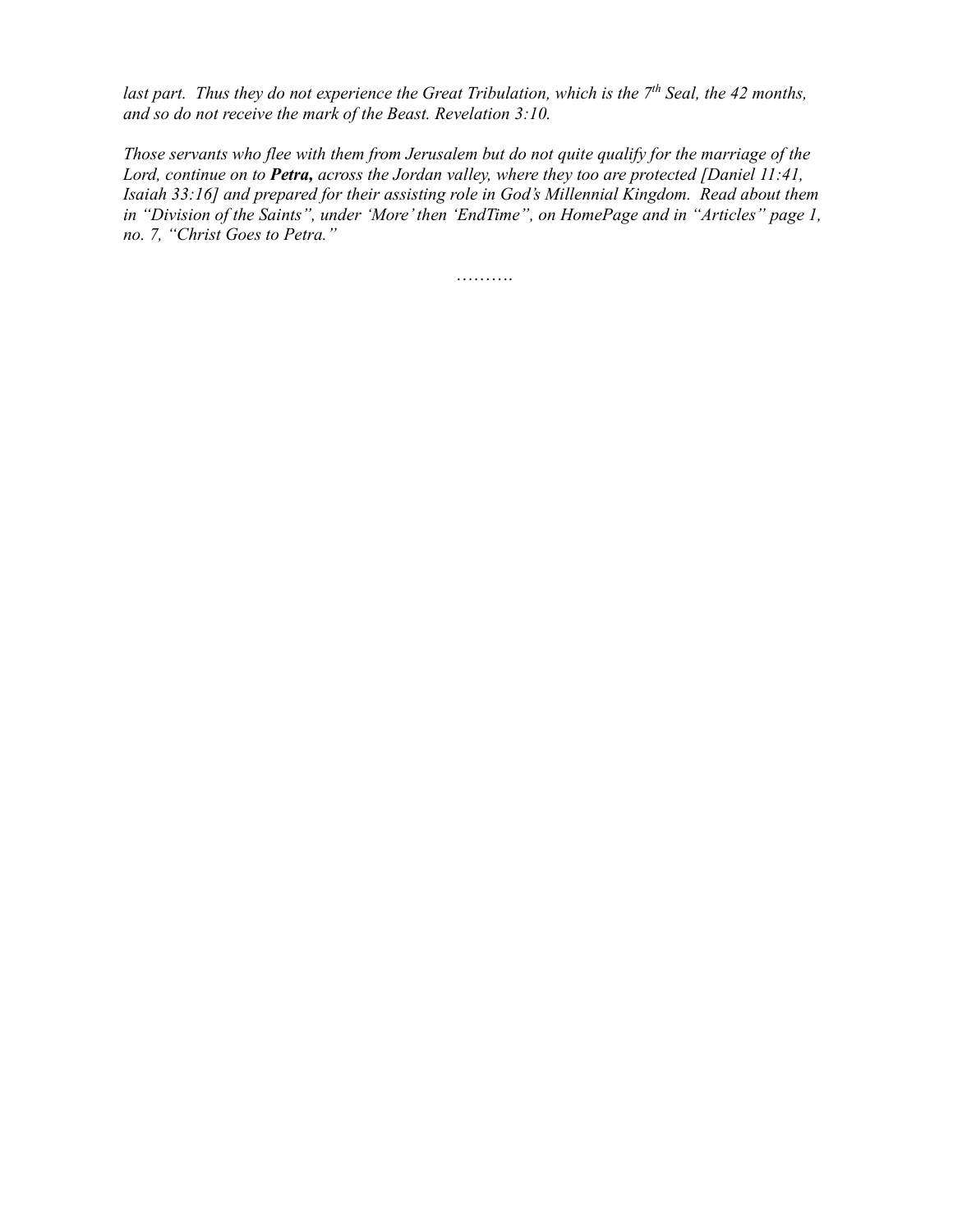*last part. Thus they do not experience the Great Tribulation, which is the 7th Seal, the 42 months, and so do not receive the mark of the Beast. Revelation 3:10.*

*Those servants who flee with them from Jerusalem but do not quite qualify for the marriage of the Lord, continue on to **Petra,** across the Jordan valley, where they too are protected [Daniel 11:41, Isaiah 33:16] and prepared for their assisting role in God's Millennial Kingdom. Read about them in "Division of the Saints", under 'More' then 'EndTime", on HomePage and in "Articles" page 1, no. 7, "Christ Goes to Petra."*

……….